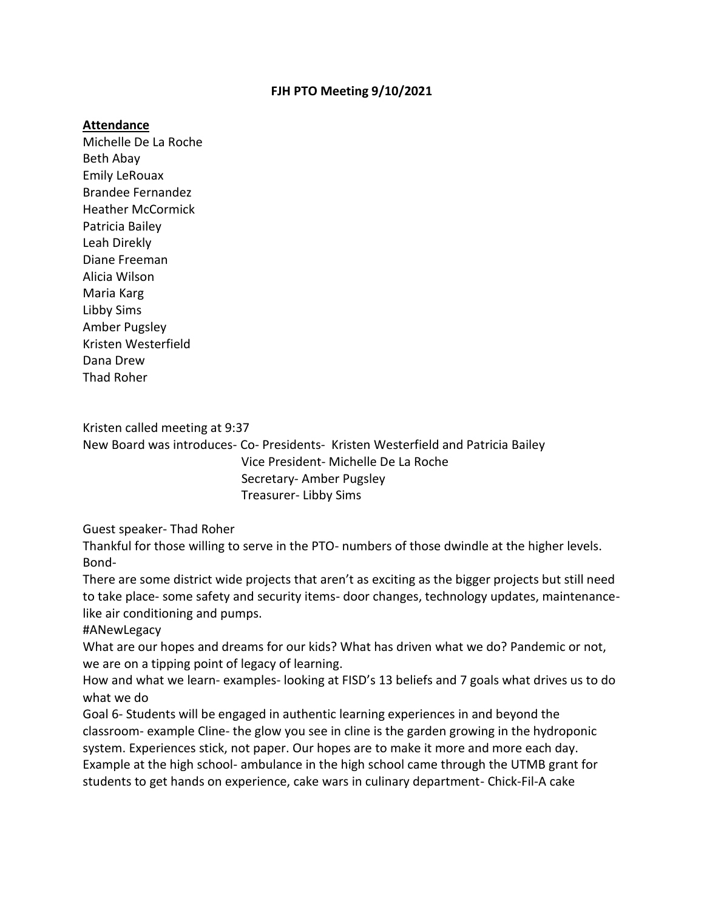**FJH PTO Meeting 9/10/2021**

**Attendance**

Michelle De La Roche
Beth Abay
Emily LeRouax
Brandee Fernandez
Heather McCormick
Patricia Bailey
Leah Direkly
Diane Freeman
Alicia Wilson
Maria Karg
Libby Sims
Amber Pugsley
Kristen Westerfield
Dana Drew
Thad Roher

Kristen called meeting at 9:37

New Board was introduces- Co- Presidents- Kristen Westerfield and Patricia Bailey
Vice President- Michelle De La Roche
Secretary- Amber Pugsley
Treasurer- Libby Sims

Guest speaker- Thad Roher

Thankful for those willing to serve in the PTO- numbers of those dwindle at the higher levels.

Bond-

There are some district wide projects that aren't as exciting as the bigger projects but still need to take place- some safety and security items- door changes, technology updates, maintenance- like air conditioning and pumps.

#ANewLegacy

What are our hopes and dreams for our kids? What has driven what we do? Pandemic or not, we are on a tipping point of legacy of learning.

How and what we learn- examples- looking at FISD's 13 beliefs and 7 goals what drives us to do what we do

Goal 6- Students will be engaged in authentic learning experiences in and beyond the classroom- example Cline- the glow you see in cline is the garden growing in the hydroponic system. Experiences stick, not paper. Our hopes are to make it more and more each day. Example at the high school- ambulance in the high school came through the UTMB grant for students to get hands on experience, cake wars in culinary department- Chick-Fil-A cake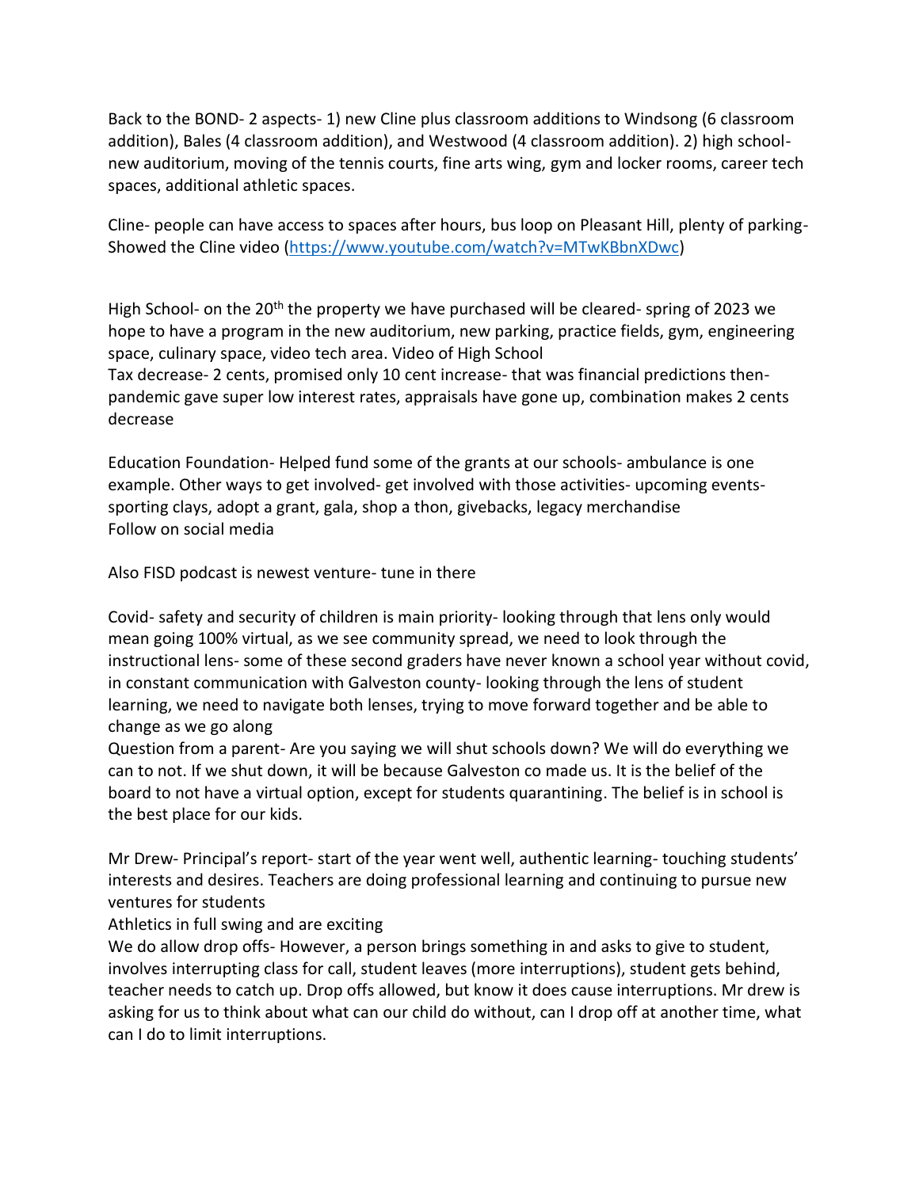Back to the BOND- 2 aspects- 1) new Cline plus classroom additions to Windsong (6 classroom addition), Bales (4 classroom addition), and Westwood (4 classroom addition). 2) high school- new auditorium, moving of the tennis courts, fine arts wing, gym and locker rooms, career tech spaces, additional athletic spaces.

Cline- people can have access to spaces after hours, bus loop on Pleasant Hill, plenty of parking- Showed the Cline video (https://www.youtube.com/watch?v=MTwKBbnXDwc)

High School- on the 20th the property we have purchased will be cleared- spring of 2023 we hope to have a program in the new auditorium, new parking, practice fields, gym, engineering space, culinary space, video tech area. Video of High School
Tax decrease- 2 cents, promised only 10 cent increase- that was financial predictions then- pandemic gave super low interest rates, appraisals have gone up, combination makes 2 cents decrease

Education Foundation- Helped fund some of the grants at our schools- ambulance is one example. Other ways to get involved- get involved with those activities- upcoming events- sporting clays, adopt a grant, gala, shop a thon, givebacks, legacy merchandise
Follow on social media

Also FISD podcast is newest venture- tune in there

Covid- safety and security of children is main priority- looking through that lens only would mean going 100% virtual, as we see community spread, we need to look through the instructional lens- some of these second graders have never known a school year without covid, in constant communication with Galveston county- looking through the lens of student learning, we need to navigate both lenses, trying to move forward together and be able to change as we go along
Question from a parent- Are you saying we will shut schools down? We will do everything we can to not. If we shut down, it will be because Galveston co made us. It is the belief of the board to not have a virtual option, except for students quarantining. The belief is in school is the best place for our kids.

Mr Drew- Principal's report- start of the year went well, authentic learning- touching students' interests and desires. Teachers are doing professional learning and continuing to pursue new ventures for students
Athletics in full swing and are exciting
We do allow drop offs- However, a person brings something in and asks to give to student, involves interrupting class for call, student leaves (more interruptions), student gets behind, teacher needs to catch up. Drop offs allowed, but know it does cause interruptions. Mr drew is asking for us to think about what can our child do without, can I drop off at another time, what can I do to limit interruptions.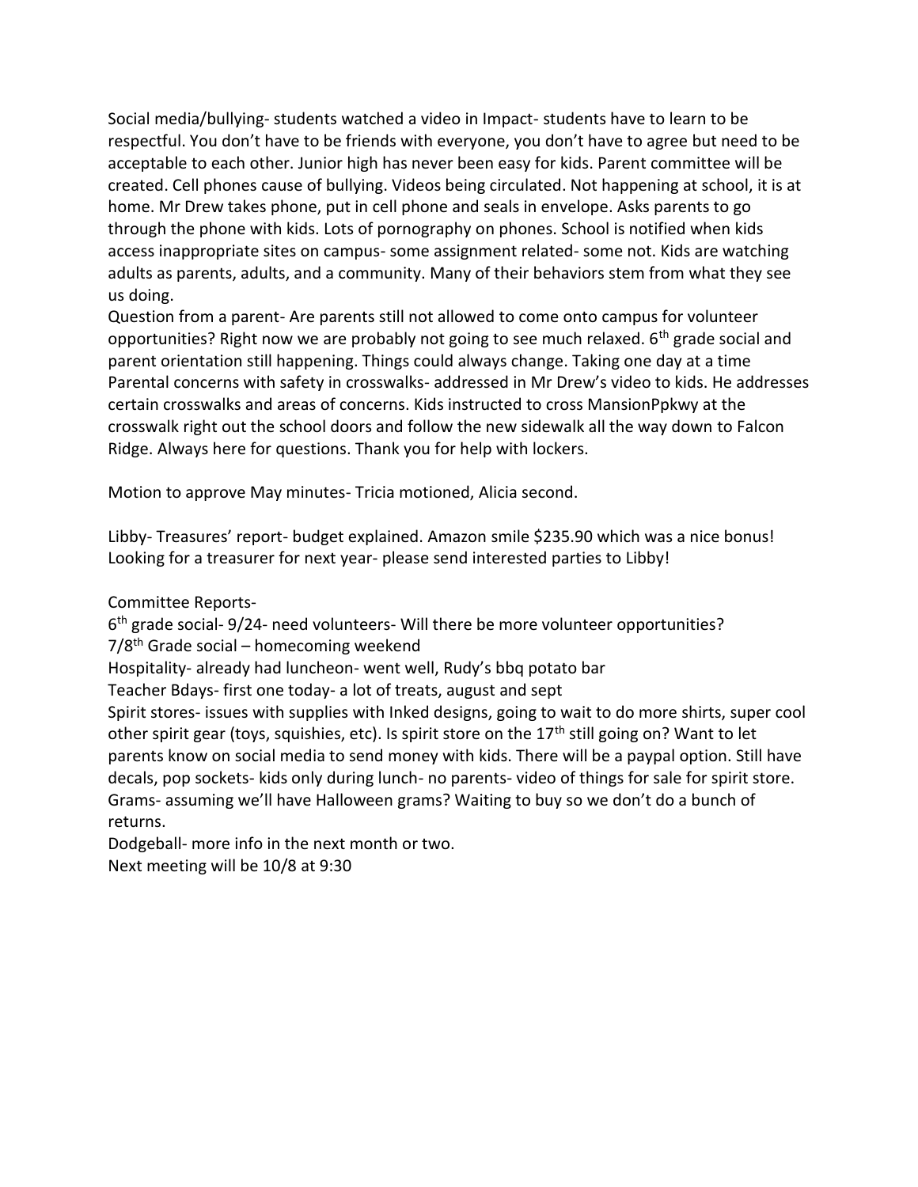Social media/bullying- students watched a video in Impact- students have to learn to be respectful. You don't have to be friends with everyone, you don't have to agree but need to be acceptable to each other. Junior high has never been easy for kids. Parent committee will be created. Cell phones cause of bullying. Videos being circulated. Not happening at school, it is at home. Mr Drew takes phone, put in cell phone and seals in envelope. Asks parents to go through the phone with kids. Lots of pornography on phones. School is notified when kids access inappropriate sites on campus- some assignment related- some not. Kids are watching adults as parents, adults, and a community. Many of their behaviors stem from what they see us doing.
Question from a parent- Are parents still not allowed to come onto campus for volunteer opportunities? Right now we are probably not going to see much relaxed. 6th grade social and parent orientation still happening. Things could always change. Taking one day at a time
Parental concerns with safety in crosswalks- addressed in Mr Drew's video to kids. He addresses certain crosswalks and areas of concerns. Kids instructed to cross MansionPpkwy at the crosswalk right out the school doors and follow the new sidewalk all the way down to Falcon Ridge. Always here for questions. Thank you for help with lockers.

Motion to approve May minutes- Tricia motioned, Alicia second.

Libby- Treasures' report- budget explained. Amazon smile $235.90 which was a nice bonus! Looking for a treasurer for next year- please send interested parties to Libby!

Committee Reports-
6th grade social- 9/24- need volunteers- Will there be more volunteer opportunities?
7/8th Grade social – homecoming weekend
Hospitality- already had luncheon- went well, Rudy's bbq potato bar
Teacher Bdays- first one today- a lot of treats, august and sept
Spirit stores- issues with supplies with Inked designs, going to wait to do more shirts, super cool other spirit gear (toys, squishies, etc). Is spirit store on the 17th still going on? Want to let parents know on social media to send money with kids. There will be a paypal option. Still have decals, pop sockets- kids only during lunch- no parents- video of things for sale for spirit store.
Grams- assuming we'll have Halloween grams? Waiting to buy so we don't do a bunch of returns.
Dodgeball- more info in the next month or two.
Next meeting will be 10/8 at 9:30